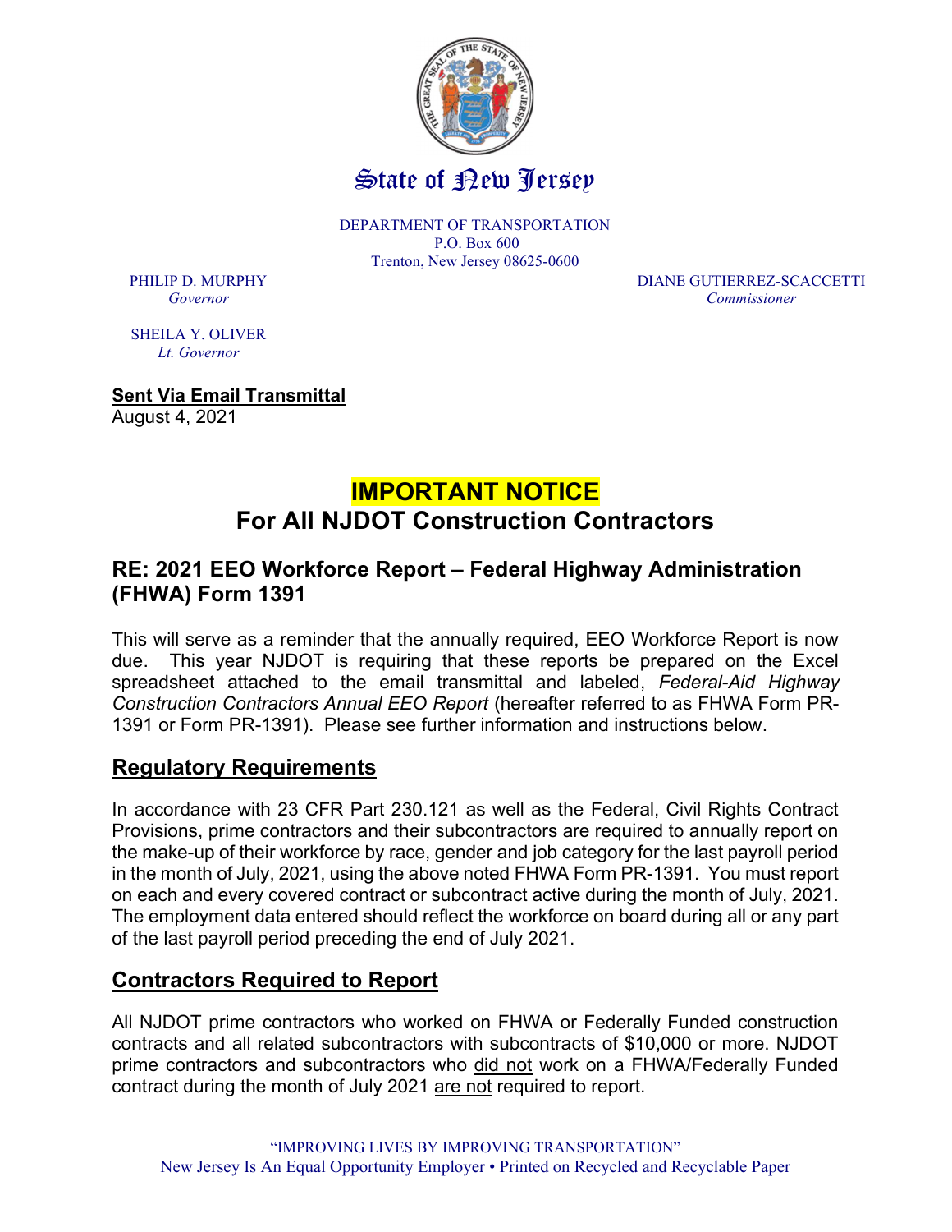# State of New Jersey

DEPARTMENT OF TRANSPORTATION
P.O. Box 600
Trenton, New Jersey 08625-0600

PHILIP D. MURPHY
*Governor*

SHEILA Y. OLIVER
*Lt. Governor*

DIANE GUTIERREZ-SCACCETTI
*Commissioner*

**Sent Via Email Transmittal**
August 4, 2021

## IMPORTANT NOTICE
## For All NJDOT Construction Contractors

### RE: 2021 EEO Workforce Report – Federal Highway Administration (FHWA) Form 1391

This will serve as a reminder that the annually required, EEO Workforce Report is now due. This year NJDOT is requiring that these reports be prepared on the Excel spreadsheet attached to the email transmittal and labeled, *Federal-Aid Highway Construction Contractors Annual EEO Report* (hereafter referred to as FHWA Form PR-1391 or Form PR-1391). Please see further information and instructions below.

### Regulatory Requirements

In accordance with 23 CFR Part 230.121 as well as the Federal, Civil Rights Contract Provisions, prime contractors and their subcontractors are required to annually report on the make-up of their workforce by race, gender and job category for the last payroll period in the month of July, 2021, using the above noted FHWA Form PR-1391. You must report on each and every covered contract or subcontract active during the month of July, 2021. The employment data entered should reflect the workforce on board during all or any part of the last payroll period preceding the end of July 2021.

### Contractors Required to Report

All NJDOT prime contractors who worked on FHWA or Federally Funded construction contracts and all related subcontractors with subcontracts of $10,000 or more. NJDOT prime contractors and subcontractors who did not work on a FHWA/Federally Funded contract during the month of July 2021 are not required to report.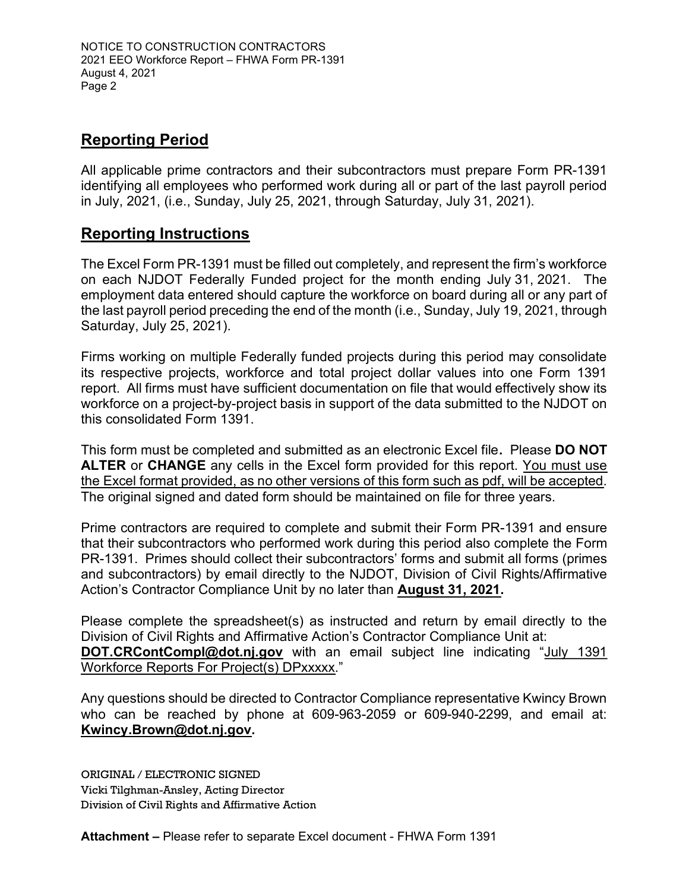## Reporting Period

All applicable prime contractors and their subcontractors must prepare Form PR-1391 identifying all employees who performed work during all or part of the last payroll period in July, 2021, (i.e., Sunday, July 25, 2021, through Saturday, July 31, 2021).

## Reporting Instructions

The Excel Form PR-1391 must be filled out completely, and represent the firm's workforce on each NJDOT Federally Funded project for the month ending July 31, 2021. The employment data entered should capture the workforce on board during all or any part of the last payroll period preceding the end of the month (i.e., Sunday, July 19, 2021, through Saturday, July 25, 2021).

Firms working on multiple Federally funded projects during this period may consolidate its respective projects, workforce and total project dollar values into one Form 1391 report. All firms must have sufficient documentation on file that would effectively show its workforce on a project-by-project basis in support of the data submitted to the NJDOT on this consolidated Form 1391.

This form must be completed and submitted as an electronic Excel file**.** Please **DO NOT ALTER** or **CHANGE** any cells in the Excel form provided for this report. <u>You must use the Excel format provided, as no other versions of this form such as pdf, will be accepted</u>. The original signed and dated form should be maintained on file for three years.

Prime contractors are required to complete and submit their Form PR-1391 and ensure that their subcontractors who performed work during this period also complete the Form PR-1391. Primes should collect their subcontractors' forms and submit all forms (primes and subcontractors) by email directly to the NJDOT, Division of Civil Rights/Affirmative Action's Contractor Compliance Unit by no later than **<u>August 31, 2021</u>.**

Please complete the spreadsheet(s) as instructed and return by email directly to the Division of Civil Rights and Affirmative Action's Contractor Compliance Unit at: **DOT.CRContCompl@dot.nj.gov** with an email subject line indicating "<u>July 1391 Workforce Reports For Project(s) DPxxxxx</u>."

Any questions should be directed to Contractor Compliance representative Kwincy Brown who can be reached by phone at 609-963-2059 or 609-940-2299, and email at: **Kwincy.Brown@dot.nj.gov.**

ORIGINAL / ELECTRONIC SIGNED
Vicki Tilghman-Ansley, Acting Director
Division of Civil Rights and Affirmative Action

**Attachment –** Please refer to separate Excel document - FHWA Form 1391